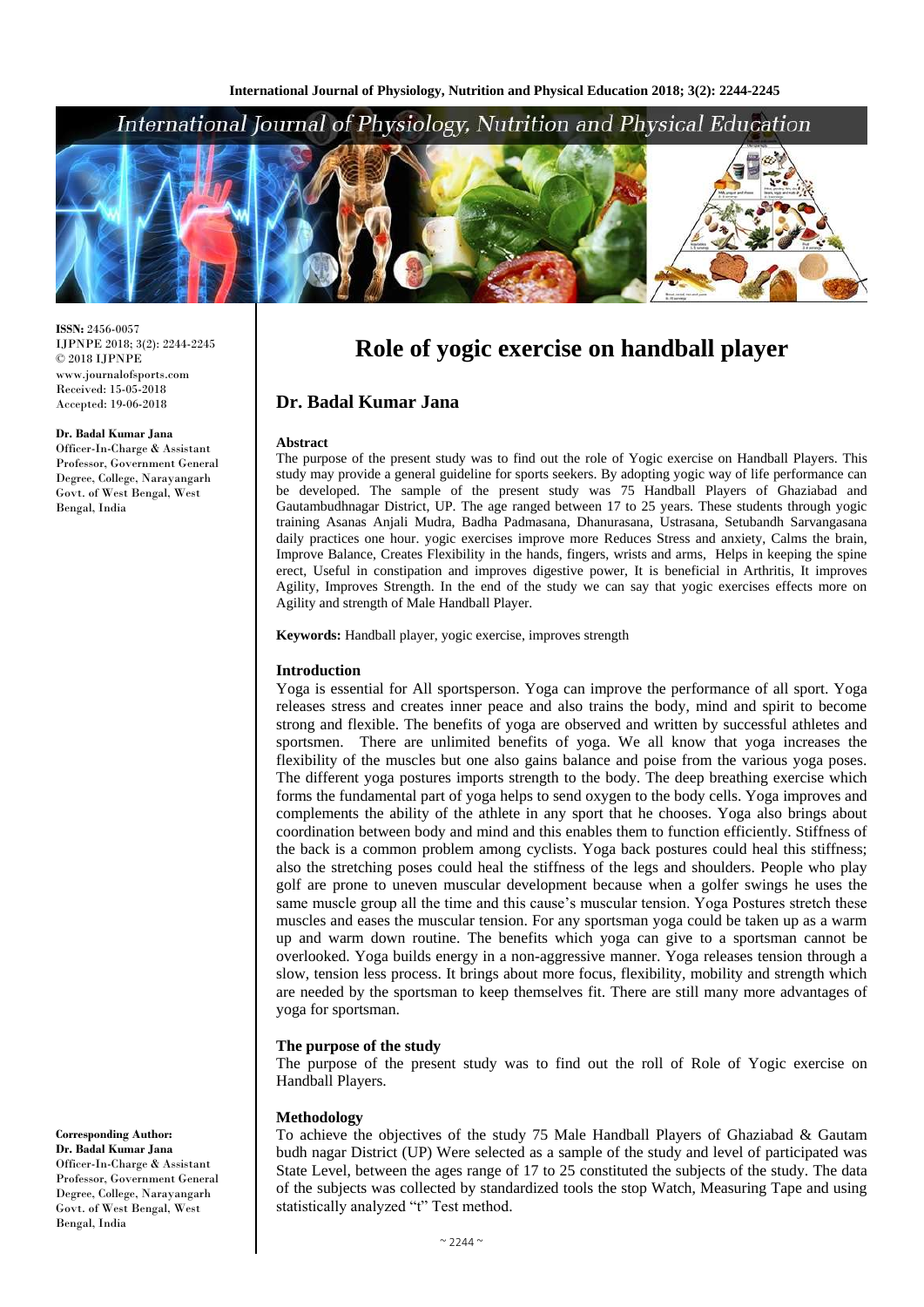# Role of yogic exercise on handball player

## Dr. Badal Kumar Jana

**ISSN:** 2456-0057
IJPNPE 2018; 3(2): 2244-2245
© 2018 IJPNPE
www.journalofsports.com
Received: 15-05-2018
Accepted: 19-06-2018

**Dr. Badal Kumar Jana**
Officer-In-Charge & Assistant Professor, Government General Degree, College, Narayangarh Govt. of West Bengal, West Bengal, India

**Corresponding Author:**
**Dr. Badal Kumar Jana**
Officer-In-Charge & Assistant Professor, Government General Degree, College, Narayangarh Govt. of West Bengal, West Bengal, India

### Abstract

The purpose of the present study was to find out the role of Yogic exercise on Handball Players. This study may provide a general guideline for sports seekers. By adopting yogic way of life performance can be developed. The sample of the present study was 75 Handball Players of Ghaziabad and Gautambudhnagar District, UP. The age ranged between 17 to 25 years. These students through yogic training Asanas Anjali Mudra, Badha Padmasana, Dhanurasana, Ustrasana, Setubandh Sarvangasana daily practices one hour. yogic exercises improve more Reduces Stress and anxiety, Calms the brain, Improve Balance, Creates Flexibility in the hands, fingers, wrists and arms, Helps in keeping the spine erect, Useful in constipation and improves digestive power, It is beneficial in Arthritis, It improves Agility, Improves Strength. In the end of the study we can say that yogic exercises effects more on Agility and strength of Male Handball Player.

**Keywords:** Handball player, yogic exercise, improves strength

### Introduction

Yoga is essential for All sportsperson. Yoga can improve the performance of all sport. Yoga releases stress and creates inner peace and also trains the body, mind and spirit to become strong and flexible. The benefits of yoga are observed and written by successful athletes and sportsmen. There are unlimited benefits of yoga. We all know that yoga increases the flexibility of the muscles but one also gains balance and poise from the various yoga poses. The different yoga postures imports strength to the body. The deep breathing exercise which forms the fundamental part of yoga helps to send oxygen to the body cells. Yoga improves and complements the ability of the athlete in any sport that he chooses. Yoga also brings about coordination between body and mind and this enables them to function efficiently. Stiffness of the back is a common problem among cyclists. Yoga back postures could heal this stiffness; also the stretching poses could heal the stiffness of the legs and shoulders. People who play golf are prone to uneven muscular development because when a golfer swings he uses the same muscle group all the time and this cause's muscular tension. Yoga Postures stretch these muscles and eases the muscular tension. For any sportsman yoga could be taken up as a warm up and warm down routine. The benefits which yoga can give to a sportsman cannot be overlooked. Yoga builds energy in a non-aggressive manner. Yoga releases tension through a slow, tension less process. It brings about more focus, flexibility, mobility and strength which are needed by the sportsman to keep themselves fit. There are still many more advantages of yoga for sportsman.

### The purpose of the study

The purpose of the present study was to find out the roll of Role of Yogic exercise on Handball Players.

### Methodology

To achieve the objectives of the study 75 Male Handball Players of Ghaziabad & Gautam budh nagar District (UP) Were selected as a sample of the study and level of participated was State Level, between the ages range of 17 to 25 constituted the subjects of the study. The data of the subjects was collected by standardized tools the stop Watch, Measuring Tape and using statistically analyzed "t" Test method.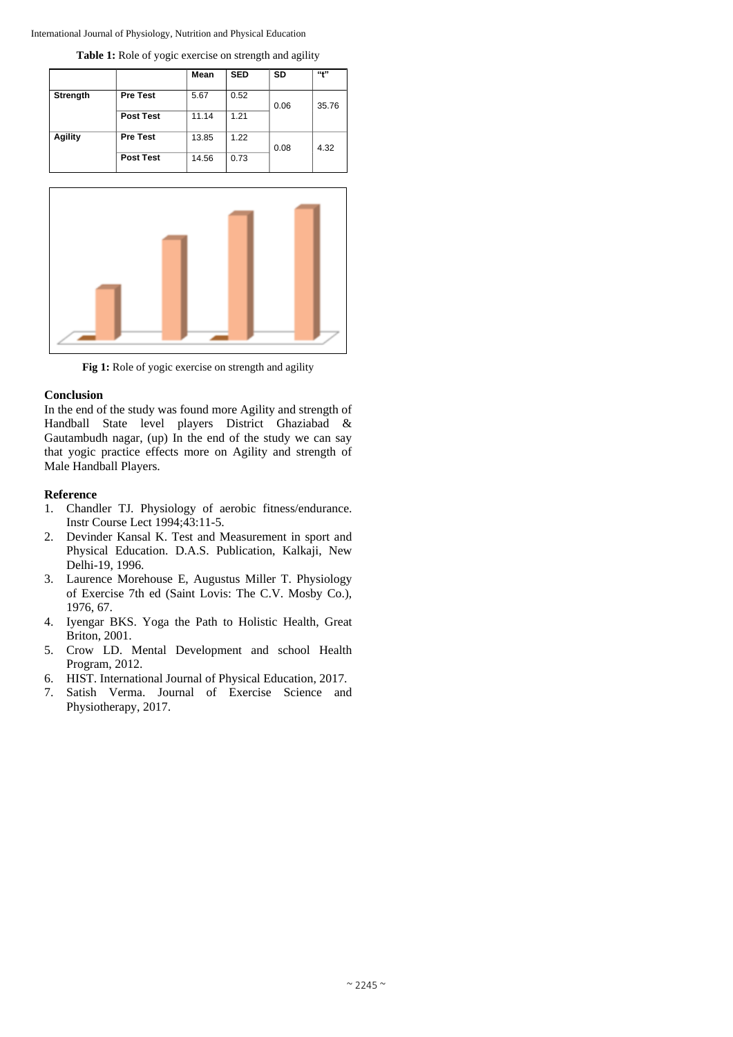**Table 1:** Role of yogic exercise on strength and agility

| | | Mean | SED | SD | "t" |
|---|---|---|---|---|---|
| **Strength** | **Pre Test** | 5.67 | 0.52 | 0.06 | 35.76 |
| | **Post Test** | 11.14 | 1.21 | | |
| **Agility** | **Pre Test** | 13.85 | 1.22 | 0.08 | 4.32 |
| | **Post Test** | 14.56 | 0.73 | | |

**Fig 1:** Role of yogic exercise on strength and agility

## Conclusion

In the end of the study was found more Agility and strength of Handball State level players District Ghaziabad & Gautambudh nagar, (up) In the end of the study we can say that yogic practice effects more on Agility and strength of Male Handball Players.

## Reference

1. Chandler TJ. Physiology of aerobic fitness/endurance. Instr Course Lect 1994;43:11-5.
2. Devinder Kansal K. Test and Measurement in sport and Physical Education. D.A.S. Publication, Kalkaji, New Delhi-19, 1996.
3. Laurence Morehouse E, Augustus Miller T. Physiology of Exercise 7th ed (Saint Lovis: The C.V. Mosby Co.), 1976, 67.
4. Iyengar BKS. Yoga the Path to Holistic Health, Great Briton, 2001.
5. Crow LD. Mental Development and school Health Program, 2012.
6. HIST. International Journal of Physical Education, 2017.
7. Satish Verma. Journal of Exercise Science and Physiotherapy, 2017.